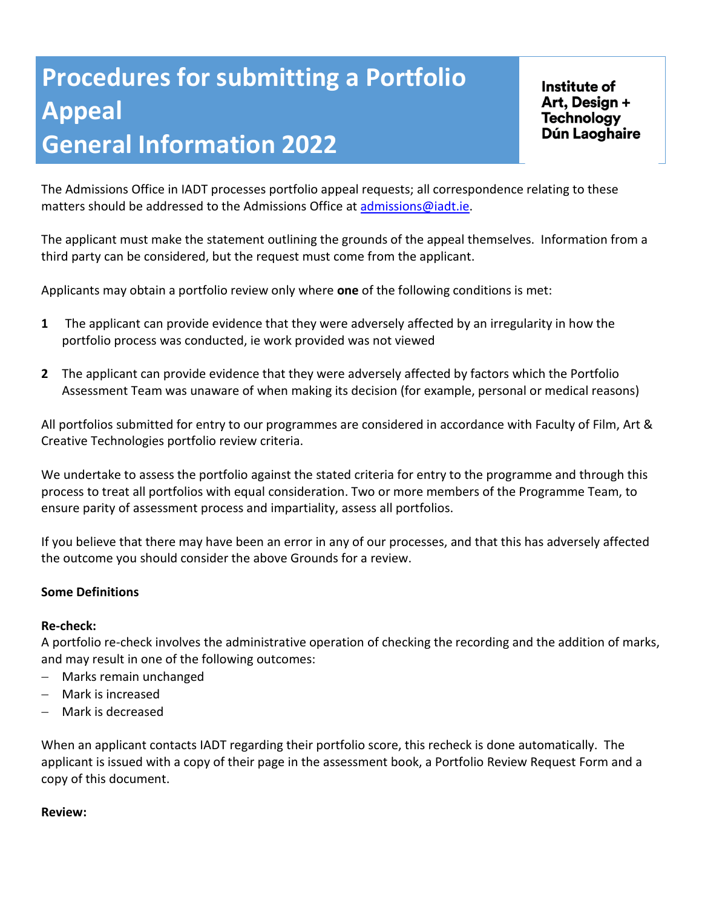# Procedures for submitting a Portfolio Appeal
# General Information 2022

**Institute of Art, Design + Technology Dún Laoghaire**

The Admissions Office in IADT processes portfolio appeal requests; all correspondence relating to these matters should be addressed to the Admissions Office at [admissions@iadt.ie](mailto:admissions@iadt.ie).

The applicant must make the statement outlining the grounds of the appeal themselves. Information from a third party can be considered, but the request must come from the applicant.

Applicants may obtain a portfolio review only where **one** of the following conditions is met:

1. The applicant can provide evidence that they were adversely affected by an irregularity in how the portfolio process was conducted, ie work provided was not viewed

2. The applicant can provide evidence that they were adversely affected by factors which the Portfolio Assessment Team was unaware of when making its decision (for example, personal or medical reasons)

All portfolios submitted for entry to our programmes are considered in accordance with Faculty of Film, Art & Creative Technologies portfolio review criteria.

We undertake to assess the portfolio against the stated criteria for entry to the programme and through this process to treat all portfolios with equal consideration. Two or more members of the Programme Team, to ensure parity of assessment process and impartiality, assess all portfolios.

If you believe that there may have been an error in any of our processes, and that this has adversely affected the outcome you should consider the above Grounds for a review.

**Some Definitions**

**Re-check:**
A portfolio re-check involves the administrative operation of checking the recording and the addition of marks, and may result in one of the following outcomes:

- Marks remain unchanged
- Mark is increased
- Mark is decreased

When an applicant contacts IADT regarding their portfolio score, this recheck is done automatically. The applicant is issued with a copy of their page in the assessment book, a Portfolio Review Request Form and a copy of this document.

**Review:**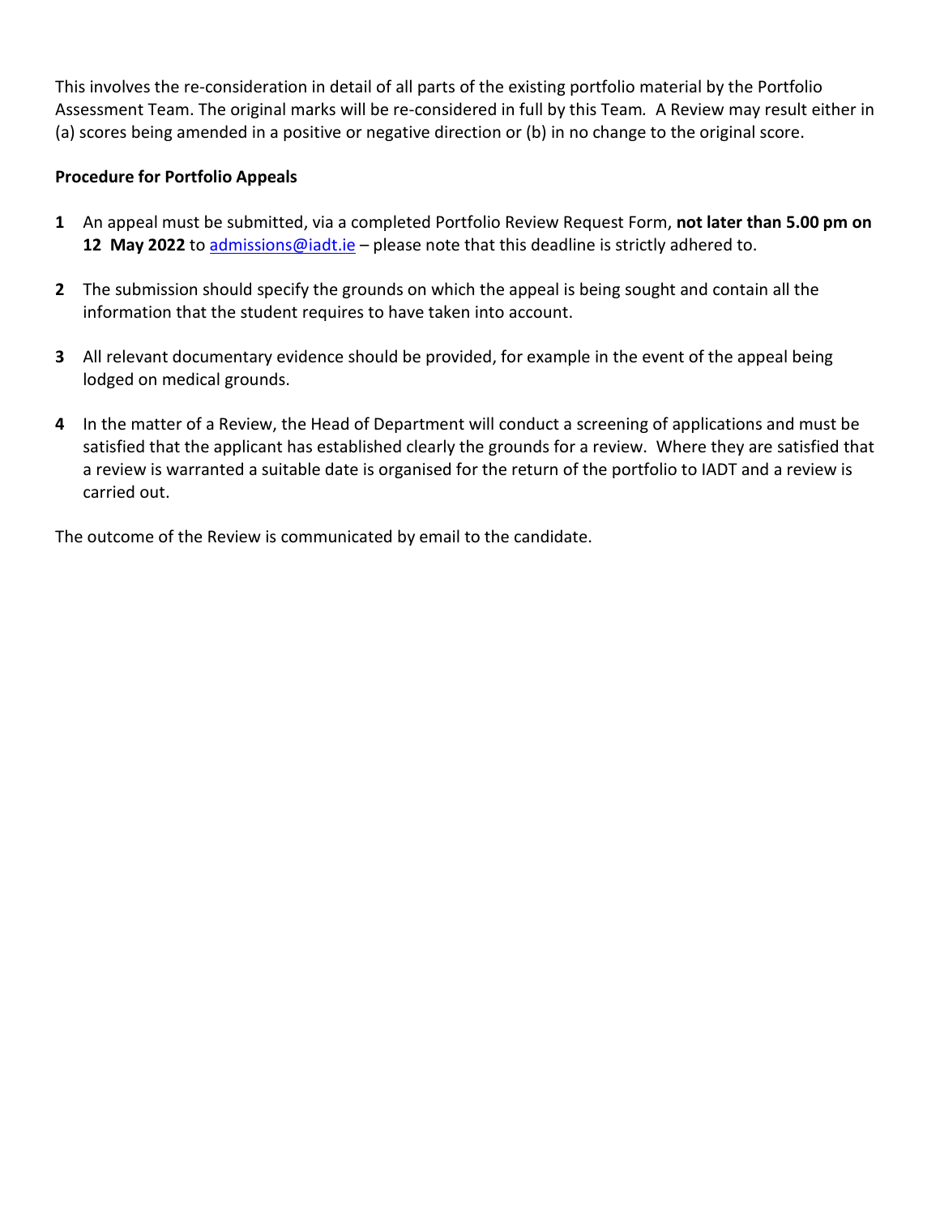This involves the re-consideration in detail of all parts of the existing portfolio material by the Portfolio Assessment Team. The original marks will be re-considered in full by this Team. A Review may result either in (a) scores being amended in a positive or negative direction or (b) in no change to the original score.

**Procedure for Portfolio Appeals**

1. An appeal must be submitted, via a completed Portfolio Review Request Form, **not later than 5.00 pm on 12 May 2022** to [admissions@iadt.ie](mailto:admissions@iadt.ie) – please note that this deadline is strictly adhered to.

2. The submission should specify the grounds on which the appeal is being sought and contain all the information that the student requires to have taken into account.

3. All relevant documentary evidence should be provided, for example in the event of the appeal being lodged on medical grounds.

4. In the matter of a Review, the Head of Department will conduct a screening of applications and must be satisfied that the applicant has established clearly the grounds for a review. Where they are satisfied that a review is warranted a suitable date is organised for the return of the portfolio to IADT and a review is carried out.

The outcome of the Review is communicated by email to the candidate.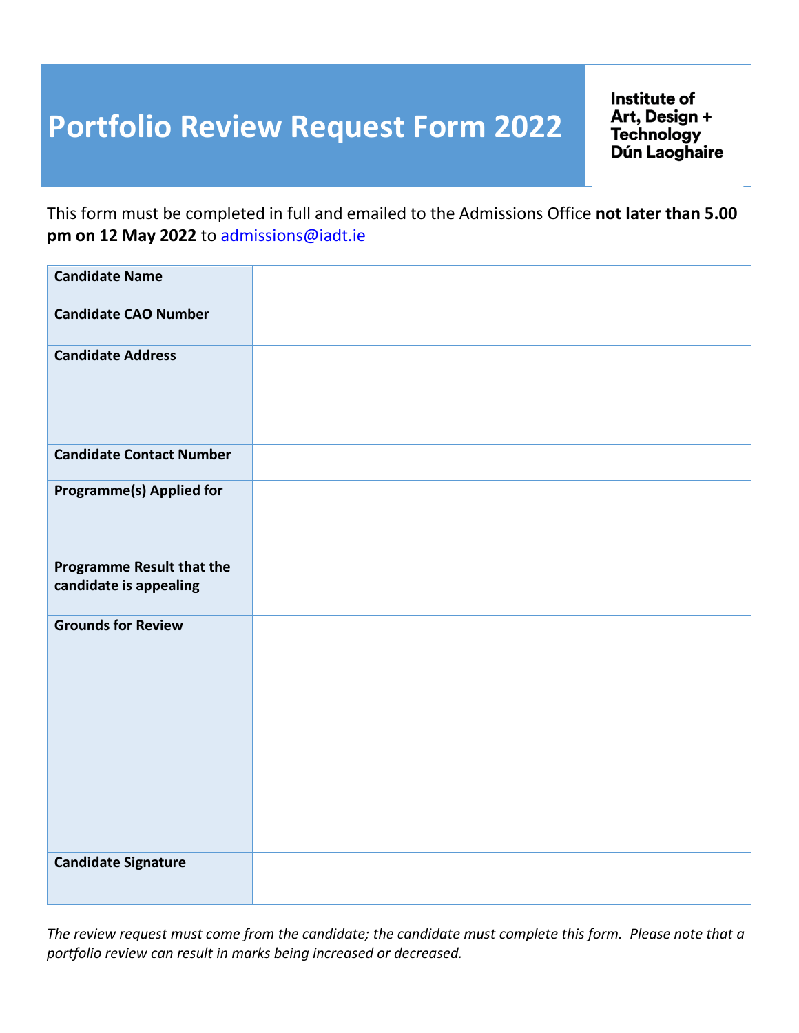# Portfolio Review Request Form 2022

**Institute of Art, Design + Technology Dún Laoghaire**

This form must be completed in full and emailed to the Admissions Office **not later than 5.00 pm on 12 May 2022** to admissions@iadt.ie

| | |
|---|---|
| **Candidate Name** | |
| **Candidate CAO Number** | |
| **Candidate Address** | |
| **Candidate Contact Number** | |
| **Programme(s) Applied for** | |
| **Programme Result that the candidate is appealing** | |
| **Grounds for Review** | |
| **Candidate Signature** | |

*The review request must come from the candidate; the candidate must complete this form. Please note that a portfolio review can result in marks being increased or decreased.*